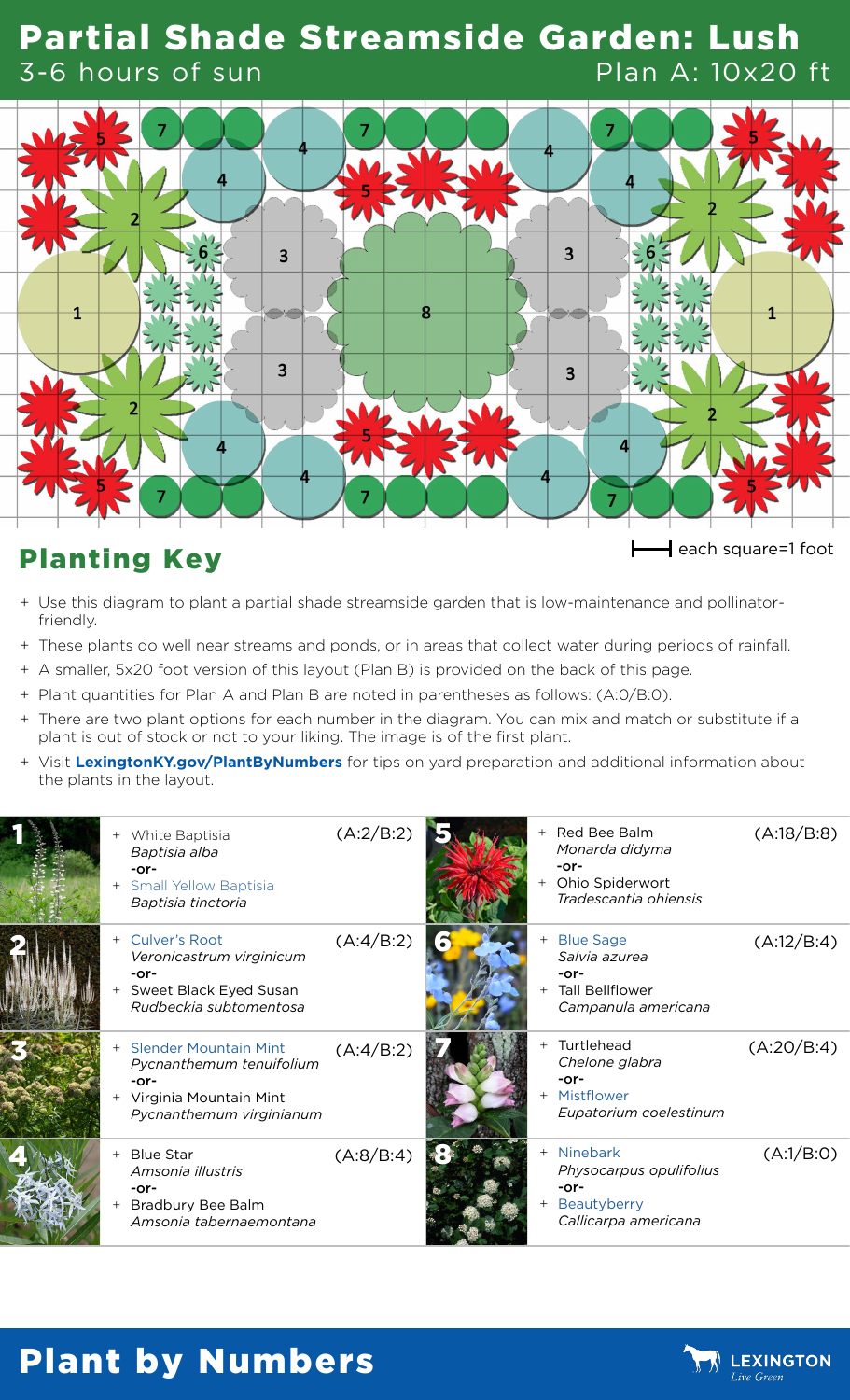# Partial Shade Streamside Garden: Lush

3-6 hours of sun

Plan A: 10x20 ft

## Planting Key

each square=1 foot

- Use this diagram to plant a partial shade streamside garden that is low-maintenance and pollinator-friendly.
- These plants do well near streams and ponds, or in areas that collect water during periods of rainfall.
- A smaller, 5x20 foot version of this layout (Plan B) is provided on the back of this page.
- Plant quantities for Plan A and Plan B are noted in parentheses as follows: (A:0/B:0).
- There are two plant options for each number in the diagram. You can mix and match or substitute if a plant is out of stock or not to your liking. The image is of the first plant.
- Visit **LexingtonKY.gov/PlantByNumbers** for tips on yard preparation and additional information about the plants in the layout.

| # | Plants | Quantity |
|---|---|---|
| 1 | White Baptisia *Baptisia alba* -or- Small Yellow Baptisia *Baptisia tinctoria* | (A:2/B:2) |
| 2 | Culver's Root *Veronicastrum virginicum* -or- Sweet Black Eyed Susan *Rudbeckia subtomentosa* | (A:4/B:2) |
| 3 | Slender Mountain Mint *Pycnanthemum tenuifolium* -or- Virginia Mountain Mint *Pycnanthemum virginianum* | (A:4/B:2) |
| 4 | Blue Star *Amsonia illustris* -or- Bradbury Bee Balm *Amsonia tabernaemontana* | (A:8/B:4) |
| 5 | Red Bee Balm *Monarda didyma* -or- Ohio Spiderwort *Tradescantia ohiensis* | (A:18/B:8) |
| 6 | Blue Sage *Salvia azurea* -or- Tall Bellflower *Campanula americana* | (A:12/B:4) |
| 7 | Turtlehead *Chelone glabra* -or- Mistflower *Eupatorium coelestinum* | (A:20/B:4) |
| 8 | Ninebark *Physocarpus opulifolius* -or- Beautyberry *Callicarpa americana* | (A:1/B:0) |

# Plant by Numbers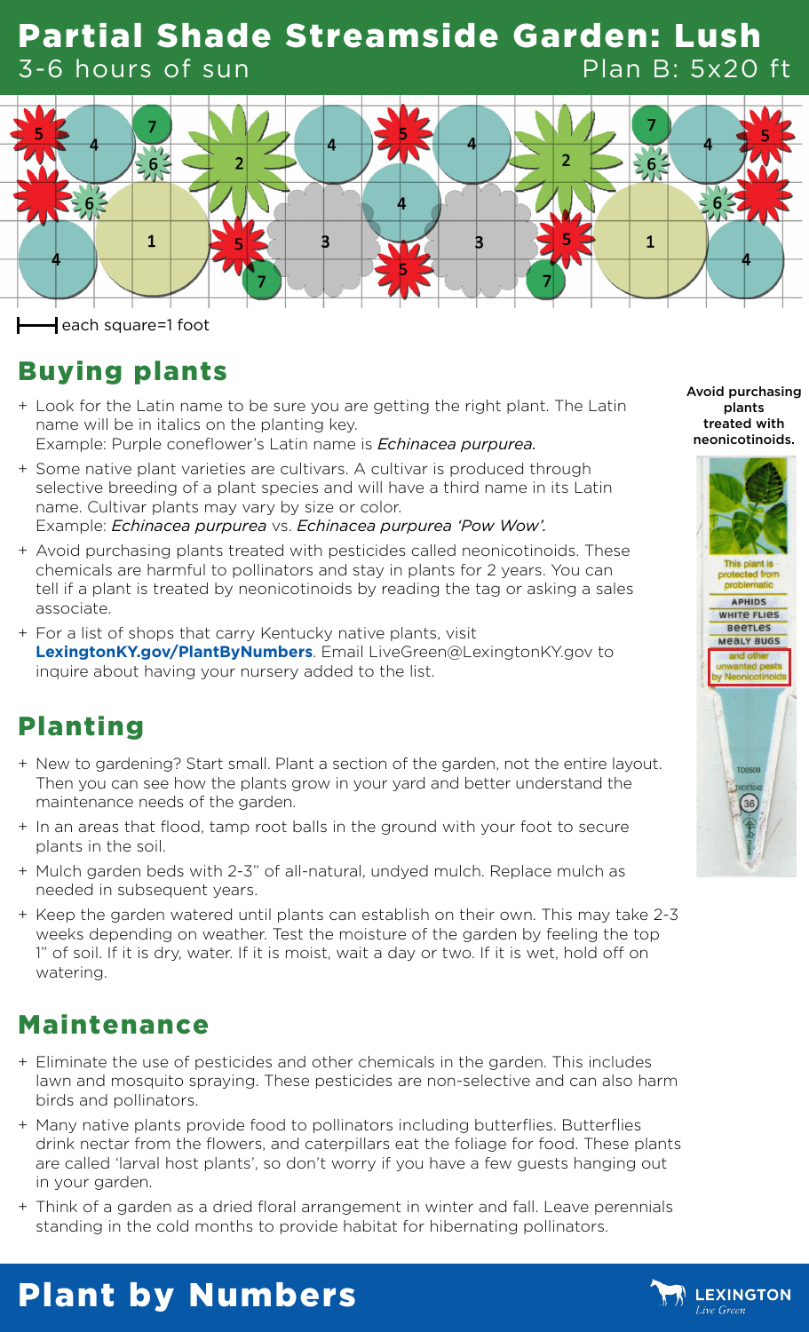# Partial Shade Streamside Garden: Lush

3-6 hours of sun

Plan B: 5x20 ft

5 4 7 6 2 4 5 4 2 7 6 4 5
6 4 6
4 1 5 3 5 3 5 1 4
7 5 7

each square=1 foot

## Buying plants

+ Look for the Latin name to be sure you are getting the right plant. The Latin name will be in italics on the planting key.
  Example: Purple coneflower's Latin name is *Echinacea purpurea.*
+ Some native plant varieties are cultivars. A cultivar is produced through selective breeding of a plant species and will have a third name in its Latin name. Cultivar plants may vary by size or color.
  Example: *Echinacea purpurea* vs. *Echinacea purpurea 'Pow Wow'.*
+ Avoid purchasing plants treated with pesticides called neonicotinoids. These chemicals are harmful to pollinators and stay in plants for 2 years. You can tell if a plant is treated by neonicotinoids by reading the tag or asking a sales associate.
+ For a list of shops that carry Kentucky native plants, visit **LexingtonKY.gov/PlantByNumbers**. Email LiveGreen@LexingtonKY.gov to inquire about having your nursery added to the list.

**Avoid purchasing plants treated with neonicotinoids.**

This plant is protected from problematic APHIDS WHITE FLIES BEETLES MEALY BUGS and other unwanted pests by Neonicotinoids

## Planting

+ New to gardening? Start small. Plant a section of the garden, not the entire layout. Then you can see how the plants grow in your yard and better understand the maintenance needs of the garden.
+ In an areas that flood, tamp root balls in the ground with your foot to secure plants in the soil.
+ Mulch garden beds with 2-3" of all-natural, undyed mulch. Replace mulch as needed in subsequent years.
+ Keep the garden watered until plants can establish on their own. This may take 2-3 weeks depending on weather. Test the moisture of the garden by feeling the top 1" of soil. If it is dry, water. If it is moist, wait a day or two. If it is wet, hold off on watering.

## Maintenance

+ Eliminate the use of pesticides and other chemicals in the garden. This includes lawn and mosquito spraying. These pesticides are non-selective and can also harm birds and pollinators.
+ Many native plants provide food to pollinators including butterflies. Butterflies drink nectar from the flowers, and caterpillars eat the foliage for food. These plants are called 'larval host plants', so don't worry if you have a few guests hanging out in your garden.
+ Think of a garden as a dried floral arrangement in winter and fall. Leave perennials standing in the cold months to provide habitat for hibernating pollinators.

# Plant by Numbers

LEXINGTON *Live Green*